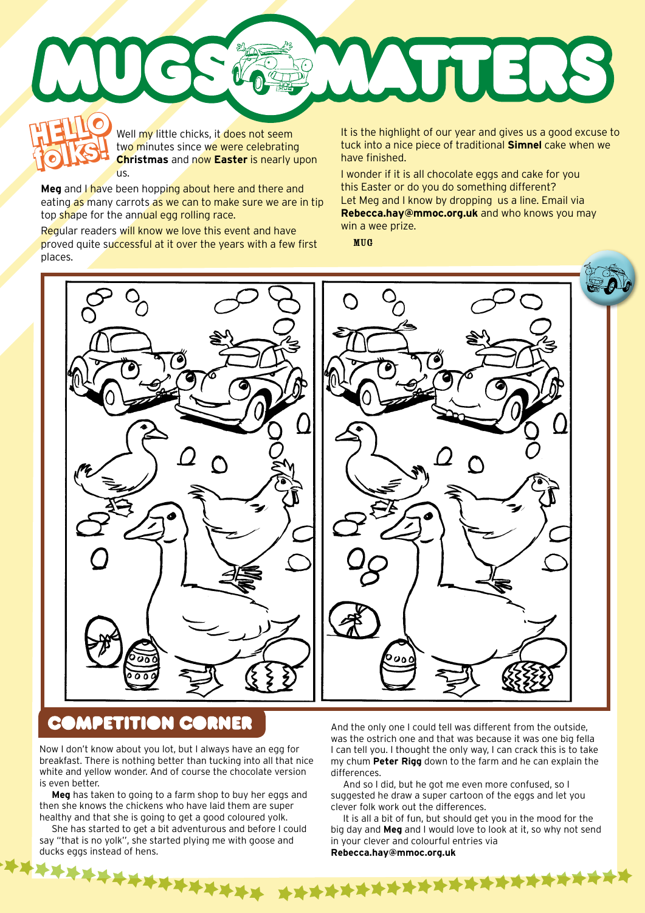# MUGS MATTERS

## HELLO folks!

Well my little chicks, it does not seem two minutes since we were celebrating **Christmas** and now **Easter** is nearly upon us.

**Meg** and I have been hopping about here and there and eating as many carrots as we can to make sure we are in tip top shape for the annual egg rolling race.

Regular readers will know we love this event and have proved quite successful at it over the years with a few first places.

It is the highlight of our year and gives us a good excuse to tuck into a nice piece of traditional **Simnel** cake when we have finished.

I wonder if it is all chocolate eggs and cake for you this Easter or do you do something different? Let Meg and I know by dropping us a line. Email via **Rebecca.hay@mmoc.org.uk** and who knows you may win a wee prize.

MUG

## COMPETITION CORNER

Now I don't know about you lot, but I always have an egg for breakfast. There is nothing better than tucking into all that nice white and yellow wonder. And of course the chocolate version is even better.

**Meg** has taken to going to a farm shop to buy her eggs and then she knows the chickens who have laid them are super healthy and that she is going to get a good coloured yolk.

She has started to get a bit adventurous and before I could say "that is no yolk", she started plying me with goose and ducks eggs instead of hens.

And the only one I could tell was different from the outside, was the ostrich one and that was because it was one big fella I can tell you. I thought the only way, I can crack this is to take my chum **Peter Rigg** down to the farm and he can explain the differences.

And so I did, but he got me even more confused, so I suggested he draw a super cartoon of the eggs and let you clever folk work out the differences.

It is all a bit of fun, but should get you in the mood for the big day and **Meg** and I would love to look at it, so why not send in your clever and colourful entries via **Rebecca.hay@mmoc.org.uk**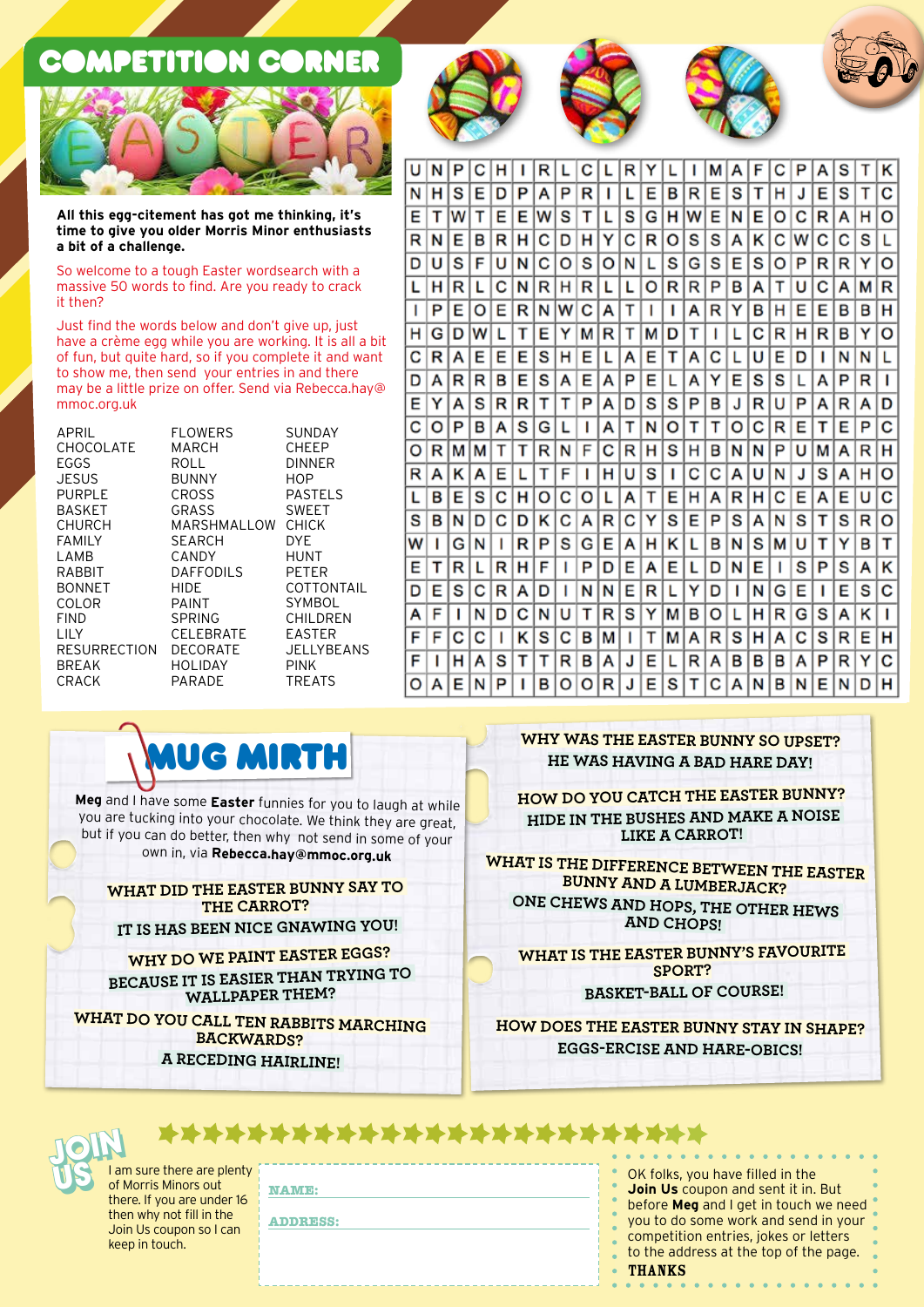# COMPETITION CORNER

**All this egg-citement has got me thinking, it's time to give you older Morris Minor enthusiasts a bit of a challenge.**

So welcome to a tough Easter wordsearch with a massive 50 words to find. Are you ready to crack it then?

Just find the words below and don't give up, just have a crème egg while you are working. It is all a bit of fun, but quite hard, so if you complete it and want to show me, then send your entries in and there may be a little prize on offer. Send via Rebecca.hay@mmoc.org.uk

APRIL
CHOCOLATE
EGGS
JESUS
PURPLE
BASKET
CHURCH
FAMILY
LAMB
RABBIT
BONNET
COLOR
FIND
LILY
RESURRECTION
BREAK
CRACK

FLOWERS
MARCH
ROLL
BUNNY
CROSS
GRASS
MARSHMALLOW
SEARCH
CANDY
DAFFODILS
HIDE
PAINT
SPRING
CELEBRATE
DECORATE
HOLIDAY
PARADE

SUNDAY
CHEEP
DINNER
HOP
PASTELS
SWEET
CHICK
DYE
HUNT
PETER
COTTONTAIL
SYMBOL
CHILDREN
EASTER
JELLYBEANS
PINK
TREATS

| | | | | | | | | | | | | | | | | | | | | | | |
|---|---|---|---|---|---|---|---|---|---|---|---|---|---|---|---|---|---|---|---|---|---|---|
| U | N | P | C | H | I | R | L | C | L | R | Y | L | I | M | A | F | C | P | A | S | T | K |
| N | H | S | E | D | P | A | P | R | I | L | E | B | R | E | S | T | H | J | E | S | T | C |
| E | T | W | T | E | E | W | S | T | L | S | G | H | W | E | N | E | O | C | R | A | H | O |
| R | N | E | B | R | H | C | D | H | Y | C | R | O | S | S | A | K | C | W | C | C | S | L |
| D | U | S | F | U | N | C | O | S | O | N | L | S | G | S | E | S | O | P | R | R | Y | O |
| L | H | R | L | C | N | R | H | R | L | L | O | R | R | P | B | A | T | U | C | A | M | R |
| I | P | E | O | E | R | N | W | C | A | T | I | I | A | R | Y | B | H | E | E | B | B | H |
| H | G | D | W | L | T | E | Y | M | R | T | M | D | T | I | L | C | R | H | R | B | Y | O |
| C | R | A | E | E | E | S | H | E | L | A | E | T | A | C | L | U | E | D | I | N | N | L |
| D | A | R | R | B | E | S | A | E | A | P | E | L | A | Y | E | S | S | L | A | P | R | I |
| E | Y | A | S | R | R | T | T | P | A | D | S | S | P | B | J | R | U | P | A | R | A | D |
| C | O | P | B | A | S | G | L | I | A | T | N | O | T | T | O | C | R | E | T | E | P | C |
| O | R | M | M | T | T | R | N | F | C | R | H | S | H | B | N | N | P | U | M | A | R | H |
| R | A | K | A | E | L | T | F | I | H | U | S | I | C | C | A | U | N | J | S | A | H | O |
| L | B | E | S | C | H | O | C | O | L | A | T | E | H | A | R | H | C | E | A | E | U | C |
| S | B | N | D | C | D | K | C | A | R | C | Y | S | E | P | S | A | N | S | T | S | R | O |
| W | I | G | N | I | R | P | S | G | E | A | H | K | L | B | N | S | M | U | T | Y | B | T |
| E | T | R | L | R | H | F | I | P | D | E | A | E | L | D | N | E | I | S | P | S | A | K |
| D | E | S | C | R | A | D | I | N | N | E | R | L | Y | D | I | N | G | E | I | E | S | C |
| A | F | I | N | D | C | N | U | T | R | S | Y | M | B | O | L | H | R | G | S | A | K | I |
| F | F | C | C | I | K | S | C | B | M | I | T | M | A | R | S | H | A | C | S | R | E | H |
| F | I | H | A | S | T | T | R | B | A | J | E | L | R | A | B | B | B | A | P | R | Y | C |
| O | A | E | N | P | I | B | O | O | R | J | E | S | T | C | A | N | B | N | E | N | D | H |

# MUG MIRTH

**Meg** and I have some **Easter** funnies for you to laugh at while you are tucking into your chocolate. We think they are great, but if you can do better, then why not send in some of your own in, via **Rebecca.hay@mmoc.org.uk**

WHAT DID THE EASTER BUNNY SAY TO THE CARROT?
IT IS HAS BEEN NICE GNAWING YOU!

WHY DO WE PAINT EASTER EGGS?
BECAUSE IT IS EASIER THAN TRYING TO WALLPAPER THEM?

WHAT DO YOU CALL TEN RABBITS MARCHING BACKWARDS?
A RECEDING HAIRLINE!

WHY WAS THE EASTER BUNNY SO UPSET?
HE WAS HAVING A BAD HARE DAY!

HOW DO YOU CATCH THE EASTER BUNNY?
HIDE IN THE BUSHES AND MAKE A NOISE LIKE A CARROT!

WHAT IS THE DIFFERENCE BETWEEN THE EASTER BUNNY AND A LUMBERJACK?
ONE CHEWS AND HOPS, THE OTHER HEWS AND CHOPS!

WHAT IS THE EASTER BUNNY'S FAVOURITE SPORT?
BASKET-BALL OF COURSE!

HOW DOES THE EASTER BUNNY STAY IN SHAPE?
EGGS-ERCISE AND HARE-OBICS!

# JOIN US

I am sure there are plenty of Morris Minors out there. If you are under 16 then why not fill in the Join Us coupon so I can keep in touch.

NAME:

ADDRESS:

OK folks, you have filled in the **Join Us** coupon and sent it in. But before **Meg** and I get in touch we need you to do some work and send in your competition entries, jokes or letters to the address at the top of the page.
**THANKS**